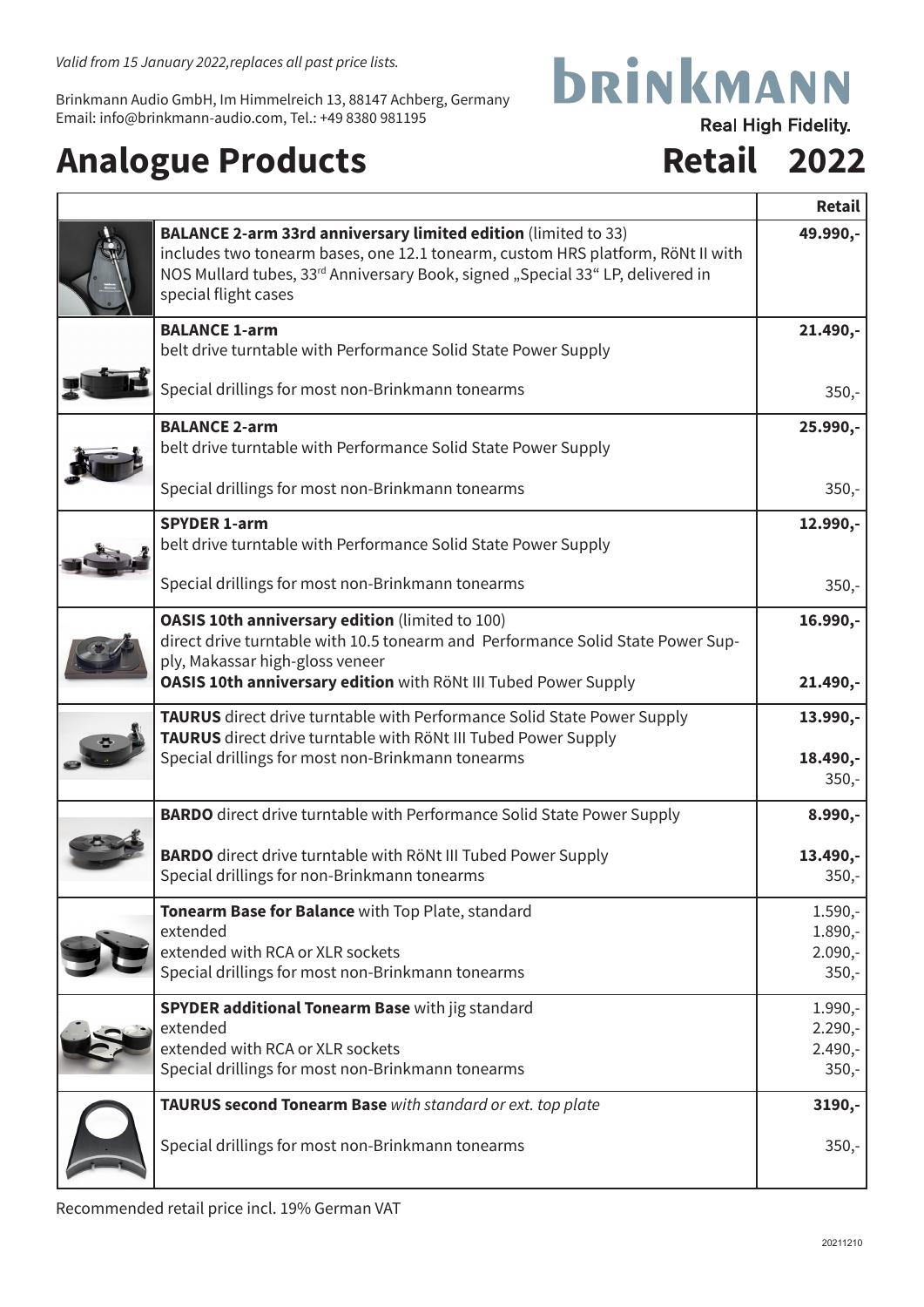*Valid from 15 January 2022,replaces all past price lists.*

Brinkmann Audio GmbH, Im Himmelreich 13, 88147 Achberg, Germany
Email: info@brinkmann-audio.com, Tel.: +49 8380 981195

**BRINKMANN**
Real High Fidelity.

# Analogue Products

# Retail 2022

| Product | Retail |
|---|---|
| **BALANCE 2-arm 33rd anniversary limited edition** (limited to 33) includes two tonearm bases, one 12.1 tonearm, custom HRS platform, RöNt II with NOS Mullard tubes, 33rd Anniversary Book, signed „Special 33" LP, delivered in special flight cases | **49.990,-** |
| **BALANCE 1-arm** belt drive turntable with Performance Solid State Power Supply | **21.490,-** |
| Special drillings for most non-Brinkmann tonearms | 350,- |
| **BALANCE 2-arm** belt drive turntable with Performance Solid State Power Supply | **25.990,-** |
| Special drillings for most non-Brinkmann tonearms | 350,- |
| **SPYDER 1-arm** belt drive turntable with Performance Solid State Power Supply | **12.990,-** |
| Special drillings for most non-Brinkmann tonearms | 350,- |
| **OASIS 10th anniversary edition** (limited to 100) direct drive turntable with 10.5 tonearm and Performance Solid State Power Supply, Makassar high-gloss veneer | **16.990,-** |
| **OASIS 10th anniversary edition** with RöNt III Tubed Power Supply | **21.490,-** |
| **TAURUS** direct drive turntable with Performance Solid State Power Supply | **13.990,-** |
| **TAURUS** direct drive turntable with RöNt III Tubed Power Supply | **18.490,-** |
| Special drillings for most non-Brinkmann tonearms | 350,- |
| **BARDO** direct drive turntable with Performance Solid State Power Supply | **8.990,-** |
| **BARDO** direct drive turntable with RöNt III Tubed Power Supply | **13.490,-** |
| Special drillings for non-Brinkmann tonearms | 350,- |
| **Tonearm Base for Balance** with Top Plate, standard | 1.590,- |
| extended | 1.890,- |
| extended with RCA or XLR sockets | 2.090,- |
| Special drillings for most non-Brinkmann tonearms | 350,- |
| **SPYDER additional Tonearm Base** with jig standard | 1.990,- |
| extended | 2.290,- |
| extended with RCA or XLR sockets | 2.490,- |
| Special drillings for most non-Brinkmann tonearms | 350,- |
| **TAURUS second Tonearm Base** *with standard or ext. top plate* | **3190,-** |
| Special drillings for most non-Brinkmann tonearms | 350,- |

Recommended retail price incl. 19% German VAT

20211210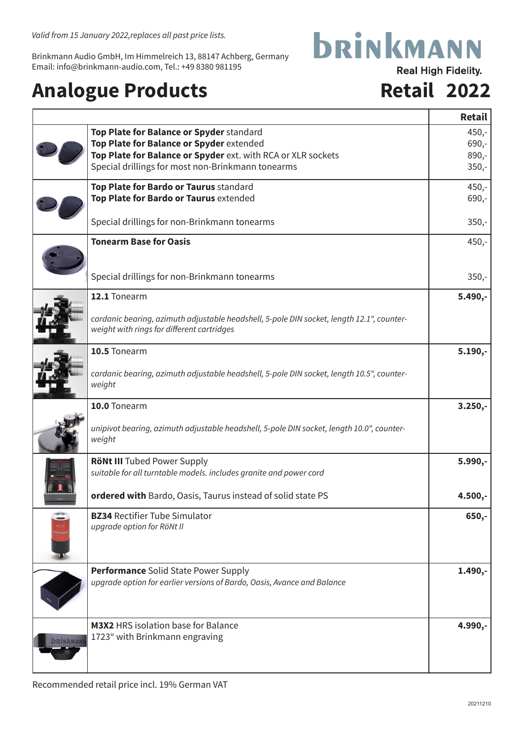*Valid from 15 January 2022,replaces all past price lists.*

Brinkmann Audio GmbH, Im Himmelreich 13, 88147 Achberg, Germany
Email: info@brinkmann-audio.com, Tel.: +49 8380 981195

BRINKMANN
Real High Fidelity.

# Analogue Products

# Retail 2022

| | | Retail |
|---|---|---|
| | **Top Plate for Balance or Spyder** standard<br>**Top Plate for Balance or Spyder** extended<br>**Top Plate for Balance or Spyder** ext. with RCA or XLR sockets<br>Special drillings for most non-Brinkmann tonearms | 450,-<br>690,-<br>890,-<br>350,- |
| | **Top Plate for Bardo or Taurus** standard<br>**Top Plate for Bardo or Taurus** extended<br><br>Special drillings for non-Brinkmann tonearms | 450,-<br>690,-<br><br>350,- |
| | **Tonearm Base for Oasis**<br><br>Special drillings for non-Brinkmann tonearms | 450,-<br><br>350,- |
| | **12.1** Tonearm<br><br>*cardanic bearing, azimuth adjustable headshell, 5-pole DIN socket, length 12.1“, counter-weight with rings for different cartridges* | **5.490,-** |
| | **10.5** Tonearm<br><br>*cardanic bearing, azimuth adjustable headshell, 5-pole DIN socket, length 10.5“, counter-weight* | **5.190,-** |
| | **10.0** Tonearm<br><br>*unipivot bearing, azimuth adjustable headshell, 5-pole DIN socket, length 10.0“, counter-weight* | **3.250,-** |
| | **RöNt III** Tubed Power Supply<br>*suitable for all turntable models. includes granite and power cord*<br><br>**ordered with** Bardo, Oasis, Taurus instead of solid state PS | **5.990,-**<br><br><br>**4.500,-** |
| | **BZ34** Rectifier Tube Simulator<br>*upgrade option for RöNt II* | **650,-** |
| | **Performance** Solid State Power Supply<br>*upgrade option for earlier versions of Bardo, Oasis, Avance and Balance* | **1.490,-** |
| | **M3X2** HRS isolation base for Balance<br>1723“ with Brinkmann engraving | **4.990,-** |

Recommended retail price incl. 19% German VAT

20211210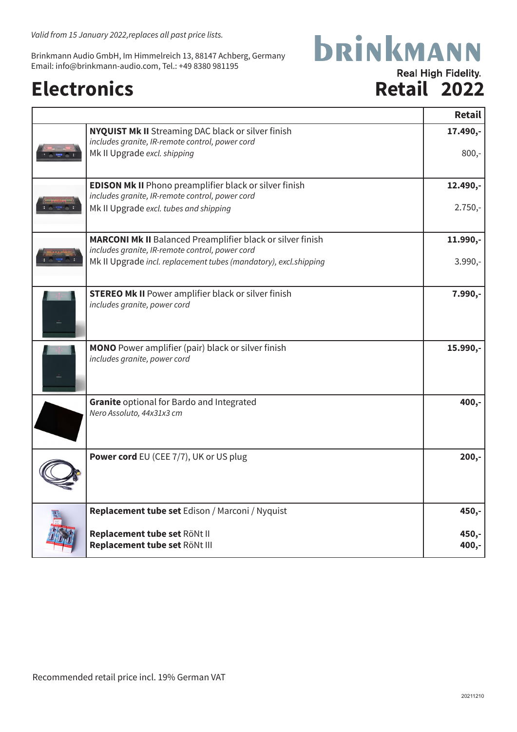*Valid from 15 January 2022,replaces all past price lists.*

Brinkmann Audio GmbH, Im Himmelreich 13, 88147 Achberg, Germany
Email: info@brinkmann-audio.com, Tel.: +49 8380 981195

BRINKMANN
Real High Fidelity.

# Electronics

## Retail 2022

| | | Retail |
|---|---|---|
| | **NYQUIST Mk II** Streaming DAC black or silver finish<br>*includes granite, IR-remote control, power cord*<br>Mk II Upgrade *excl. shipping* | **17.490,-**<br><br>800,- |
| | **EDISON Mk II** Phono preamplifier black or silver finish<br>*includes granite, IR-remote control, power cord*<br>Mk II Upgrade *excl. tubes and shipping* | **12.490,-**<br><br>2.750,- |
| | **MARCONI Mk II** Balanced Preamplifier black or silver finish<br>*includes granite, IR-remote control, power cord*<br>Mk II Upgrade *incl. replacement tubes (mandatory), excl.shipping* | **11.990,-**<br><br>3.990,- |
| | **STEREO Mk II** Power amplifier black or silver finish<br>*includes granite, power cord* | **7.990,-** |
| | **MONO** Power amplifier (pair) black or silver finish<br>*includes granite, power cord* | **15.990,-** |
| | **Granite** optional for Bardo and Integrated<br>*Nero Assoluto, 44x31x3 cm* | **400,-** |
| | **Power cord** EU (CEE 7/7), UK or US plug | **200,-** |
| | **Replacement tube set** Edison / Marconi / Nyquist<br><br>**Replacement tube set** RöNt II<br>**Replacement tube set** RöNt III | **450,-**<br><br>**450,-**<br>**400,-** |

Recommended retail price incl. 19% German VAT

20211210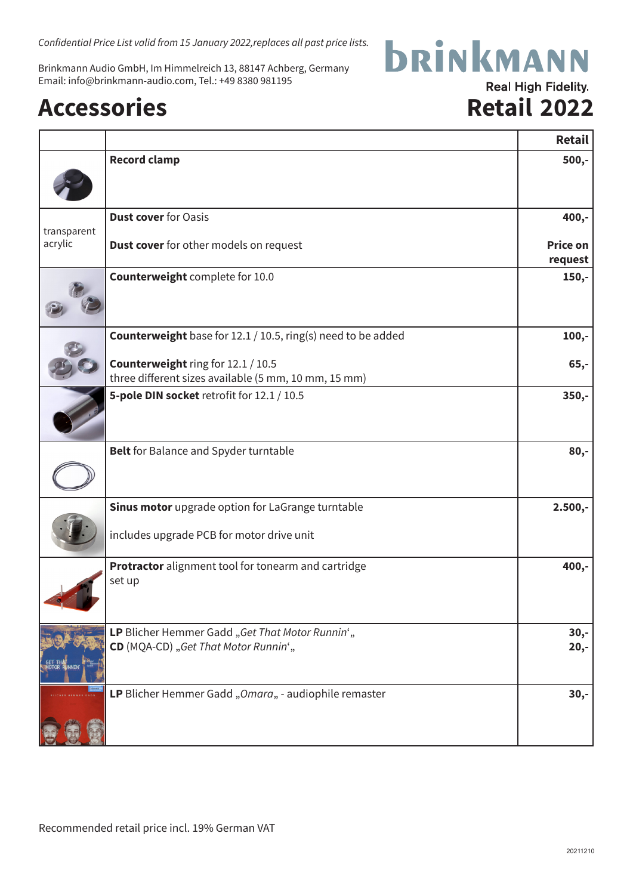*Confidential Price List valid from 15 January 2022,replaces all past price lists.*

Brinkmann Audio GmbH, Im Himmelreich 13, 88147 Achberg, Germany
Email: info@brinkmann-audio.com, Tel.: +49 8380 981195

BRINKMANN
Real High Fidelity.

# Accessories

# Retail 2022

| | | **Retail** |
|---|---|---|
| | **Record clamp** | **500,-** |
| transparent acrylic | **Dust cover** for Oasis | **400,-** |
| | **Dust cover** for other models on request | **Price on request** |
| | **Counterweight** complete for 10.0 | **150,-** |
| | **Counterweight** base for 12.1 / 10.5, ring(s) need to be added | **100,-** |
| | **Counterweight** ring for 12.1 / 10.5<br>three different sizes available (5 mm, 10 mm, 15 mm) | **65,-** |
| | **5-pole DIN socket** retrofit for 12.1 / 10.5 | **350,-** |
| | **Belt** for Balance and Spyder turntable | **80,-** |
| | **Sinus motor** upgrade option for LaGrange turntable<br><br>includes upgrade PCB for motor drive unit | **2.500,-** |
| | **Protractor** alignment tool for tonearm and cartridge set up | **400,-** |
| | **LP** Blicher Hemmer Gadd „*Get That Motor Runnin*‘„<br>**CD** (MQA-CD) „*Get That Motor Runnin*‘„ | **30,-**<br>**20,-** |
| | **LP** Blicher Hemmer Gadd „*Omara*„ - audiophile remaster | **30,-** |

Recommended retail price incl. 19% German VAT

20211210